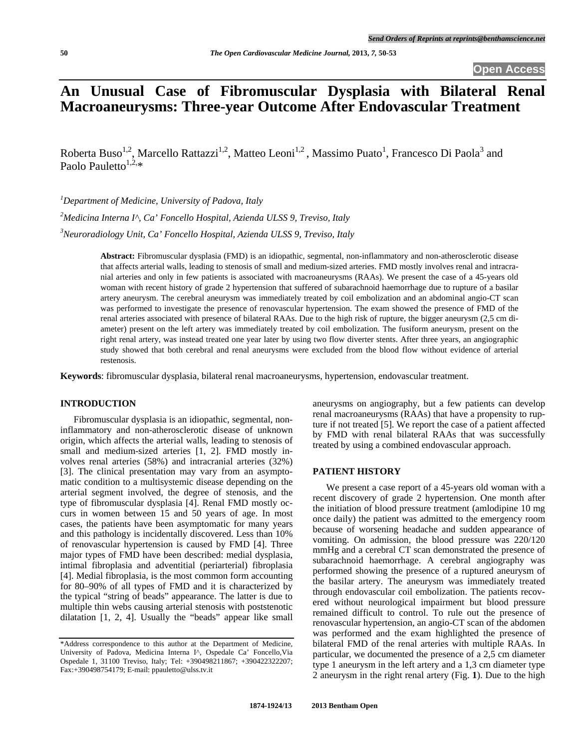# An Unusual Case of Fibromuscular Dysplasia with Bilateral Renal Macroaneurysms: Three-year Outcome After Endovascular Treatment

Roberta Buso[1,2], Marcello Rattazzi[1,2], Matteo Leoni[1,2], Massimo Puato[1], Francesco Di Paola[3] and Paolo Pauletto[1,2,*]

[1]*Department of Medicine, University of Padova, Italy*

[2]*Medicina Interna I^, Ca' Foncello Hospital, Azienda ULSS 9, Treviso, Italy*

[3]*Neuroradiology Unit, Ca' Foncello Hospital, Azienda ULSS 9, Treviso, Italy*

**Abstract:** Fibromuscular dysplasia (FMD) is an idiopathic, segmental, non-inflammatory and non-atherosclerotic disease that affects arterial walls, leading to stenosis of small and medium-sized arteries. FMD mostly involves renal and intracranial arteries and only in few patients is associated with macroaneurysms (RAAs). We present the case of a 45-years old woman with recent history of grade 2 hypertension that suffered of subarachnoid haemorrhage due to rupture of a basilar artery aneurysm. The cerebral aneurysm was immediately treated by coil embolization and an abdominal angio-CT scan was performed to investigate the presence of renovascular hypertension. The exam showed the presence of FMD of the renal arteries associated with presence of bilateral RAAs. Due to the high risk of rupture, the bigger aneurysm (2,5 cm diameter) present on the left artery was immediately treated by coil embolization. The fusiform aneurysm, present on the right renal artery, was instead treated one year later by using two flow diverter stents. After three years, an angiographic study showed that both cerebral and renal aneurysms were excluded from the blood flow without evidence of arterial restenosis.

**Keywords**: fibromuscular dysplasia, bilateral renal macroaneurysms, hypertension, endovascular treatment.

## INTRODUCTION

Fibromuscular dysplasia is an idiopathic, segmental, non-inflammatory and non-atherosclerotic disease of unknown origin, which affects the arterial walls, leading to stenosis of small and medium-sized arteries [1, 2]. FMD mostly involves renal arteries (58%) and intracranial arteries (32%) [3]. The clinical presentation may vary from an asymptomatic condition to a multisystemic disease depending on the arterial segment involved, the degree of stenosis, and the type of fibromuscular dysplasia [4]. Renal FMD mostly occurs in women between 15 and 50 years of age. In most cases, the patients have been asymptomatic for many years and this pathology is incidentally discovered. Less than 10% of renovascular hypertension is caused by FMD [4]. Three major types of FMD have been described: medial dysplasia, intimal fibroplasia and adventitial (periarterial) fibroplasia [4]. Medial fibroplasia, is the most common form accounting for 80–90% of all types of FMD and it is characterized by the typical "string of beads" appearance. The latter is due to multiple thin webs causing arterial stenosis with poststenotic dilatation [1, 2, 4]. Usually the "beads" appear like small aneurysms on angiography, but a few patients can develop renal macroaneurysms (RAAs) that have a propensity to rupture if not treated [5]. We report the case of a patient affected by FMD with renal bilateral RAAs that was successfully treated by using a combined endovascular approach.

## PATIENT HISTORY

We present a case report of a 45-years old woman with a recent discovery of grade 2 hypertension. One month after the initiation of blood pressure treatment (amlodipine 10 mg once daily) the patient was admitted to the emergency room because of worsening headache and sudden appearance of vomiting. On admission, the blood pressure was 220/120 mmHg and a cerebral CT scan demonstrated the presence of subarachnoid haemorrhage. A cerebral angiography was performed showing the presence of a ruptured aneurysm of the basilar artery. The aneurysm was immediately treated through endovascular coil embolization. The patients recovered without neurological impairment but blood pressure remained difficult to control. To rule out the presence of renovascular hypertension, an angio-CT scan of the abdomen was performed and the exam highlighted the presence of bilateral FMD of the renal arteries with multiple RAAs. In particular, we documented the presence of a 2,5 cm diameter type 1 aneurysm in the left artery and a 1,3 cm diameter type 2 aneurysm in the right renal artery (Fig. **1**). Due to the high

*Address correspondence to this author at the Department of Medicine, University of Padova, Medicina Interna I^, Ospedale Ca' Foncello,Via Ospedale 1, 31100 Treviso, Italy; Tel: +390498211867; +390422322207; Fax:+390498754179; E-mail: ppauletto@ulss.tv.it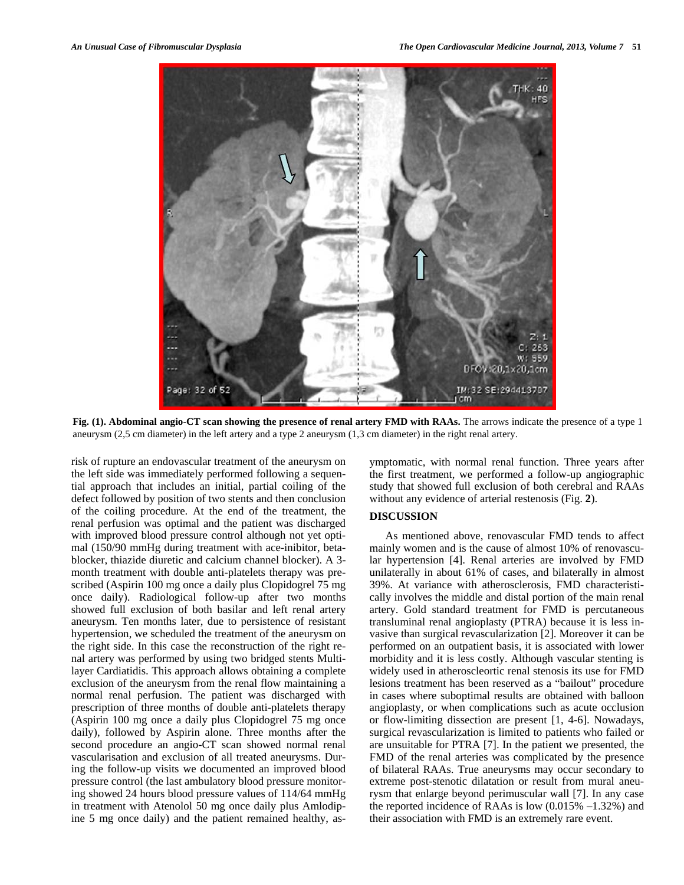**Fig. (1). Abdominal angio-CT scan showing the presence of renal artery FMD with RAAs.** The arrows indicate the presence of a type 1 aneurysm (2,5 cm diameter) in the left artery and a type 2 aneurysm (1,3 cm diameter) in the right renal artery.

risk of rupture an endovascular treatment of the aneurysm on the left side was immediately performed following a sequential approach that includes an initial, partial coiling of the defect followed by position of two stents and then conclusion of the coiling procedure. At the end of the treatment, the renal perfusion was optimal and the patient was discharged with improved blood pressure control although not yet optimal (150/90 mmHg during treatment with ace-inibitor, beta-blocker, thiazide diuretic and calcium channel blocker). A 3-month treatment with double anti-platelets therapy was prescribed (Aspirin 100 mg once a daily plus Clopidogrel 75 mg once daily). Radiological follow-up after two months showed full exclusion of both basilar and left renal artery aneurysm. Ten months later, due to persistence of resistant hypertension, we scheduled the treatment of the aneurysm on the right side. In this case the reconstruction of the right renal artery was performed by using two bridged stents Multilayer Cardiatidis. This approach allows obtaining a complete exclusion of the aneurysm from the renal flow maintaining a normal renal perfusion. The patient was discharged with prescription of three months of double anti-platelets therapy (Aspirin 100 mg once a daily plus Clopidogrel 75 mg once daily), followed by Aspirin alone. Three months after the second procedure an angio-CT scan showed normal renal vascularisation and exclusion of all treated aneurysms. During the follow-up visits we documented an improved blood pressure control (the last ambulatory blood pressure monitoring showed 24 hours blood pressure values of 114/64 mmHg in treatment with Atenolol 50 mg once daily plus Amlodipine 5 mg once daily) and the patient remained healthy, asymptomatic, with normal renal function. Three years after the first treatment, we performed a follow-up angiographic study that showed full exclusion of both cerebral and RAAs without any evidence of arterial restenosis (Fig. **2**).

## DISCUSSION

As mentioned above, renovascular FMD tends to affect mainly women and is the cause of almost 10% of renovascular hypertension [4]. Renal arteries are involved by FMD unilaterally in about 61% of cases, and bilaterally in almost 39%. At variance with atherosclerosis, FMD characteristically involves the middle and distal portion of the main renal artery. Gold standard treatment for FMD is percutaneous transluminal renal angioplasty (PTRA) because it is less invasive than surgical revascularization [2]. Moreover it can be performed on an outpatient basis, it is associated with lower morbidity and it is less costly. Although vascular stenting is widely used in atherosclerotic renal stenosis its use for FMD lesions treatment has been reserved as a "bailout" procedure in cases where suboptimal results are obtained with balloon angioplasty, or when complications such as acute occlusion or flow-limiting dissection are present [1, 4-6]. Nowadays, surgical revascularization is limited to patients who failed or are unsuitable for PTRA [7]. In the patient we presented, the FMD of the renal arteries was complicated by the presence of bilateral RAAs. True aneurysms may occur secondary to extreme post-stenotic dilatation or result from mural aneurysm that enlarge beyond perimuscular wall [7]. In any case the reported incidence of RAAs is low (0.015% –1.32%) and their association with FMD is an extremely rare event.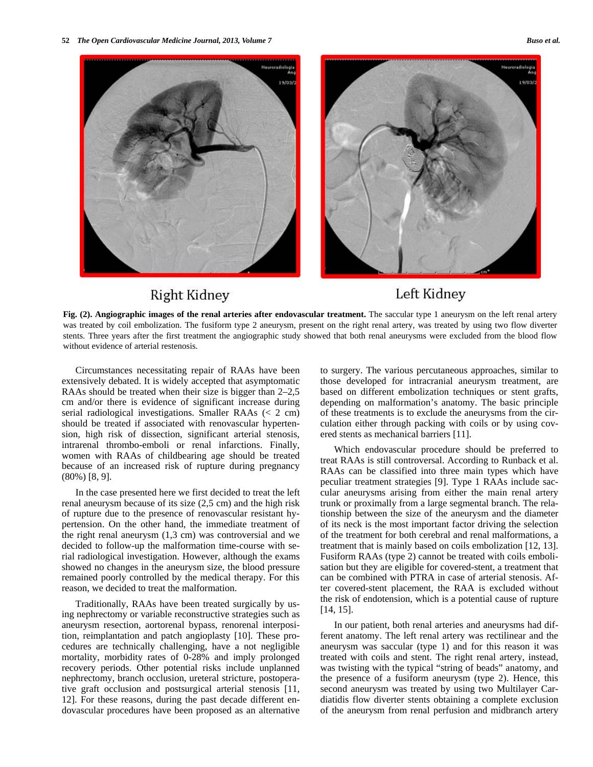Right Kidney

Left Kidney

**Fig. (2). Angiographic images of the renal arteries after endovascular treatment.** The saccular type 1 aneurysm on the left renal artery was treated by coil embolization. The fusiform type 2 aneurysm, present on the right renal artery, was treated by using two flow diverter stents. Three years after the first treatment the angiographic study showed that both renal aneurysms were excluded from the blood flow without evidence of arterial restenosis.

Circumstances necessitating repair of RAAs have been extensively debated. It is widely accepted that asymptomatic RAAs should be treated when their size is bigger than 2–2,5 cm and/or there is evidence of significant increase during serial radiological investigations. Smaller RAAs (< 2 cm) should be treated if associated with renovascular hypertension, high risk of dissection, significant arterial stenosis, intrarenal thrombo-emboli or renal infarctions. Finally, women with RAAs of childbearing age should be treated because of an increased risk of rupture during pregnancy (80%) [8, 9].

In the case presented here we first decided to treat the left renal aneurysm because of its size (2,5 cm) and the high risk of rupture due to the presence of renovascular resistant hypertension. On the other hand, the immediate treatment of the right renal aneurysm (1,3 cm) was controversial and we decided to follow-up the malformation time-course with serial radiological investigation. However, although the exams showed no changes in the aneurysm size, the blood pressure remained poorly controlled by the medical therapy. For this reason, we decided to treat the malformation.

Traditionally, RAAs have been treated surgically by using nephrectomy or variable reconstructive strategies such as aneurysm resection, aortorenal bypass, renorenal interposition, reimplantation and patch angioplasty [10]. These procedures are technically challenging, have a not negligible mortality, morbidity rates of 0-28% and imply prolonged recovery periods. Other potential risks include unplanned nephrectomy, branch occlusion, ureteral stricture, postoperative graft occlusion and postsurgical arterial stenosis [11, 12]. For these reasons, during the past decade different endovascular procedures have been proposed as an alternative to surgery. The various percutaneous approaches, similar to those developed for intracranial aneurysm treatment, are based on different embolization techniques or stent grafts, depending on malformation's anatomy. The basic principle of these treatments is to exclude the aneurysms from the circulation either through packing with coils or by using covered stents as mechanical barriers [11].

Which endovascular procedure should be preferred to treat RAAs is still controversal. According to Runback et al. RAAs can be classified into three main types which have peculiar treatment strategies [9]. Type 1 RAAs include saccular aneurysms arising from either the main renal artery trunk or proximally from a large segmental branch. The relationship between the size of the aneurysm and the diameter of its neck is the most important factor driving the selection of the treatment for both cerebral and renal malformations, a treatment that is mainly based on coils embolization [12, 13]. Fusiform RAAs (type 2) cannot be treated with coils embolisation but they are eligible for covered-stent, a treatment that can be combined with PTRA in case of arterial stenosis. After covered-stent placement, the RAA is excluded without the risk of endotension, which is a potential cause of rupture [14, 15].

In our patient, both renal arteries and aneurysms had different anatomy. The left renal artery was rectilinear and the aneurysm was saccular (type 1) and for this reason it was treated with coils and stent. The right renal artery, instead, was twisting with the typical "string of beads" anatomy, and the presence of a fusiform aneurysm (type 2). Hence, this second aneurysm was treated by using two Multilayer Cardiatidis flow diverter stents obtaining a complete exclusion of the aneurysm from renal perfusion and midbranch artery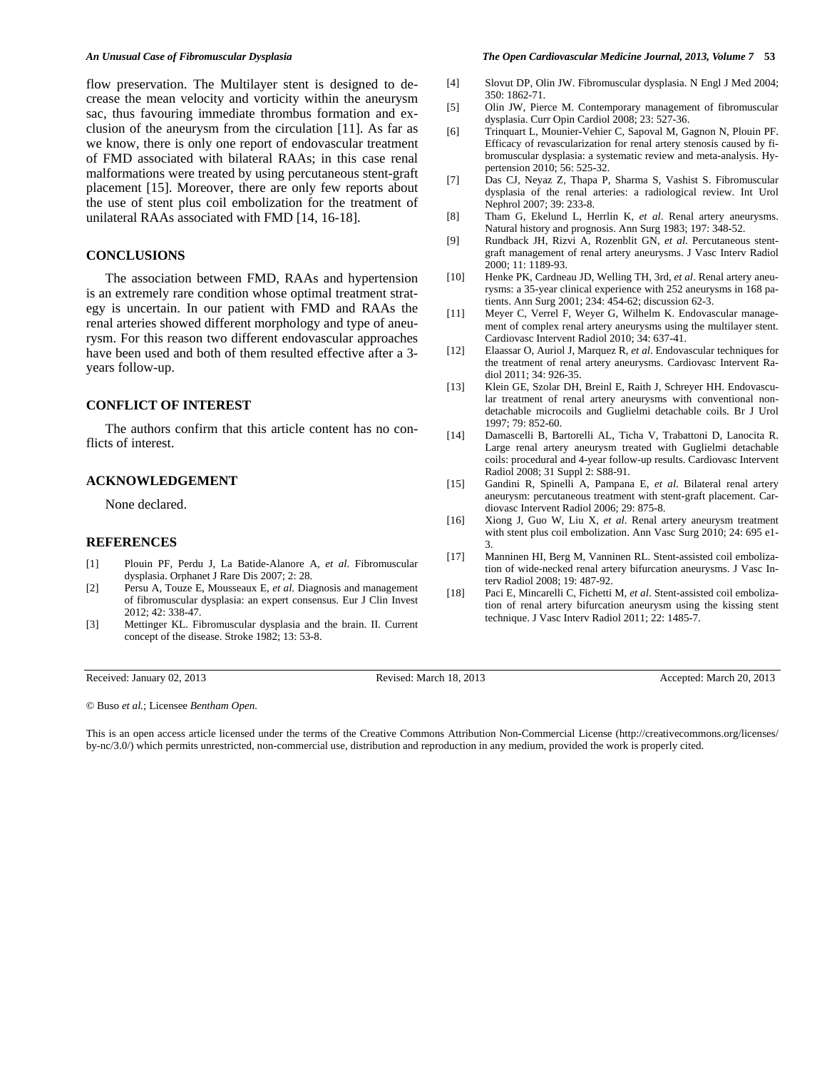flow preservation. The Multilayer stent is designed to decrease the mean velocity and vorticity within the aneurysm sac, thus favouring immediate thrombus formation and exclusion of the aneurysm from the circulation [11]. As far as we know, there is only one report of endovascular treatment of FMD associated with bilateral RAAs; in this case renal malformations were treated by using percutaneous stent-graft placement [15]. Moreover, there are only few reports about the use of stent plus coil embolization for the treatment of unilateral RAAs associated with FMD [14, 16-18].

## CONCLUSIONS

The association between FMD, RAAs and hypertension is an extremely rare condition whose optimal treatment strategy is uncertain. In our patient with FMD and RAAs the renal arteries showed different morphology and type of aneurysm. For this reason two different endovascular approaches have been used and both of them resulted effective after a 3-years follow-up.

## CONFLICT OF INTEREST

The authors confirm that this article content has no conflicts of interest.

## ACKNOWLEDGEMENT

None declared.

## REFERENCES

[1] Plouin PF, Perdu J, La Batide-Alanore A, *et al*. Fibromuscular dysplasia. Orphanet J Rare Dis 2007; 2: 28.

[2] Persu A, Touze E, Mousseaux E, *et al*. Diagnosis and management of fibromuscular dysplasia: an expert consensus. Eur J Clin Invest 2012; 42: 338-47.

[3] Mettinger KL. Fibromuscular dysplasia and the brain. II. Current concept of the disease. Stroke 1982; 13: 53-8.

[4] Slovut DP, Olin JW. Fibromuscular dysplasia. N Engl J Med 2004; 350: 1862-71.

[5] Olin JW, Pierce M. Contemporary management of fibromuscular dysplasia. Curr Opin Cardiol 2008; 23: 527-36.

[6] Trinquart L, Mounier-Vehier C, Sapoval M, Gagnon N, Plouin PF. Efficacy of revascularization for renal artery stenosis caused by fibromuscular dysplasia: a systematic review and meta-analysis. Hypertension 2010; 56: 525-32.

[7] Das CJ, Neyaz Z, Thapa P, Sharma S, Vashist S. Fibromuscular dysplasia of the renal arteries: a radiological review. Int Urol Nephrol 2007; 39: 233-8.

[8] Tham G, Ekelund L, Herrlin K, *et al*. Renal artery aneurysms. Natural history and prognosis. Ann Surg 1983; 197: 348-52.

[9] Rundback JH, Rizvi A, Rozenblit GN, *et al*. Percutaneous stent-graft management of renal artery aneurysms. J Vasc Interv Radiol 2000; 11: 1189-93.

[10] Henke PK, Cardneau JD, Welling TH, 3rd, *et al*. Renal artery aneurysms: a 35-year clinical experience with 252 aneurysms in 168 patients. Ann Surg 2001; 234: 454-62; discussion 62-3.

[11] Meyer C, Verrel F, Weyer G, Wilhelm K. Endovascular management of complex renal artery aneurysms using the multilayer stent. Cardiovasc Intervent Radiol 2010; 34: 637-41.

[12] Elaassar O, Auriol J, Marquez R, *et al*. Endovascular techniques for the treatment of renal artery aneurysms. Cardiovasc Intervent Radiol 2011; 34: 926-35.

[13] Klein GE, Szolar DH, Breinl E, Raith J, Schreyer HH. Endovascular treatment of renal artery aneurysms with conventional non-detachable microcoils and Guglielmi detachable coils. Br J Urol 1997; 79: 852-60.

[14] Damascelli B, Bartorelli AL, Ticha V, Trabattoni D, Lanocita R. Large renal artery aneurysm treated with Guglielmi detachable coils: procedural and 4-year follow-up results. Cardiovasc Intervent Radiol 2008; 31 Suppl 2: S88-91.

[15] Gandini R, Spinelli A, Pampana E, *et al*. Bilateral renal artery aneurysm: percutaneous treatment with stent-graft placement. Cardiovasc Intervent Radiol 2006; 29: 875-8.

[16] Xiong J, Guo W, Liu X, *et al*. Renal artery aneurysm treatment with stent plus coil embolization. Ann Vasc Surg 2010; 24: 695 e1-3.

[17] Manninen HI, Berg M, Vanninen RL. Stent-assisted coil embolization of wide-necked renal artery bifurcation aneurysms. J Vasc Interv Radiol 2008; 19: 487-92.

[18] Paci E, Mincarelli C, Fichetti M, *et al*. Stent-assisted coil embolization of renal artery bifurcation aneurysm using the kissing stent technique. J Vasc Interv Radiol 2011; 22: 1485-7.

Received: January 02, 2013 Revised: March 18, 2013 Accepted: March 20, 2013

© Buso *et al.*; Licensee *Bentham Open*.

This is an open access article licensed under the terms of the Creative Commons Attribution Non-Commercial License (http://creativecommons.org/licenses/by-nc/3.0/) which permits unrestricted, non-commercial use, distribution and reproduction in any medium, provided the work is properly cited.